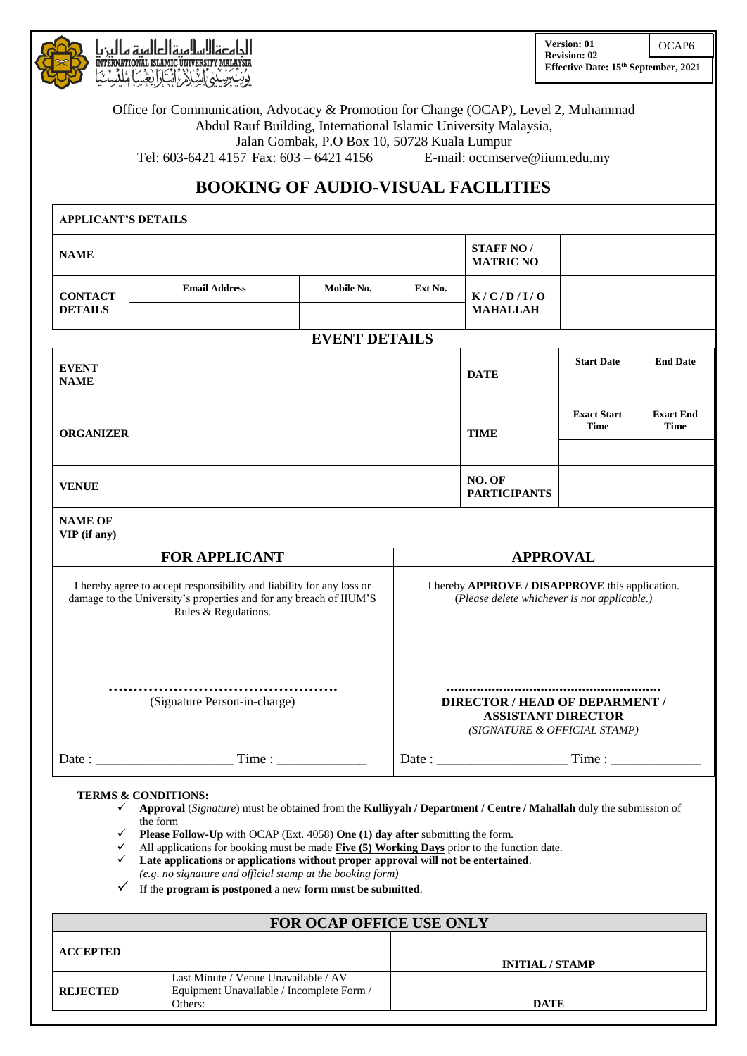الجامعة الإسلامية العالمية ماليزيا
INTERNATIONAL ISLAMIC UNIVERSITY MALAYSIA
يونيۏرسيتي إسلام انتارابغسا مليسيا

| Version: 01<br>Revision: 02<br>Effective Date: 15th September, 2021 | OCAP6 |
|---|---|

Office for Communication, Advocacy & Promotion for Change (OCAP), Level 2, Muhammad Abdul Rauf Building, International Islamic University Malaysia,
Jalan Gombak, P.O Box 10, 50728 Kuala Lumpur
Tel: 603-6421 4157 Fax: 603 – 6421 4156 E-mail: occmserve@iium.edu.my

# BOOKING OF AUDIO-VISUAL FACILITIES

**APPLICANT'S DETAILS**

| **NAME** | | | | **STAFF NO / MATRIC NO** | |
|---|---|---|---|---|---|
| **CONTACT DETAILS** | **Email Address** | **Mobile No.** | **Ext No.** | **K / C / D / I / O MAHALLAH** | |
| | | | | | |

**EVENT DETAILS**

| **EVENT NAME** | | **DATE** | **Start Date** | **End Date** |
|---|---|---|---|---|
| | | | | |
| **ORGANIZER** | | **TIME** | **Exact Start Time** | **Exact End Time** |
| | | | | |
| **VENUE** | | **NO. OF PARTICIPANTS** | | |
| **NAME OF VIP (if any)** | | | | |

| **FOR APPLICANT** | **APPROVAL** |
|---|---|
| I hereby agree to accept responsibility and liability for any loss or damage to the University's properties and for any breach of IIUM'S Rules & Regulations. | I hereby **APPROVE / DISAPPROVE** this application. *(Please delete whichever is not applicable.)* |
| ………………………………………<br>(Signature Person-in-charge) | ………………………………………………<br>**DIRECTOR / HEAD OF DEPARMENT / ASSISTANT DIRECTOR**<br>*(SIGNATURE & OFFICIAL STAMP)* |
| Date : ___________________ Time : ____________ | Date : __________________ Time : ____________ |

**TERMS & CONDITIONS:**

- ✓ **Approval** (*Signature*) must be obtained from the **Kulliyyah / Department / Centre / Mahallah** duly the submission of the form
- ✓ **Please Follow-Up** with OCAP (Ext. 4058) **One (1) day after** submitting the form.
- ✓ All applications for booking must be made **Five (5) Working Days** prior to the function date.
- ✓ **Late applications** or **applications without proper approval will not be entertained**. *(e.g. no signature and official stamp at the booking form)*
- ✓ If the **program is postponed** a new **form must be submitted**.

| **FOR OCAP OFFICE USE ONLY** | | |
|---|---|---|
| **ACCEPTED** | | **INITIAL / STAMP** |
| **REJECTED** | Last Minute / Venue Unavailable / AV Equipment Unavailable / Incomplete Form / Others: | **DATE** |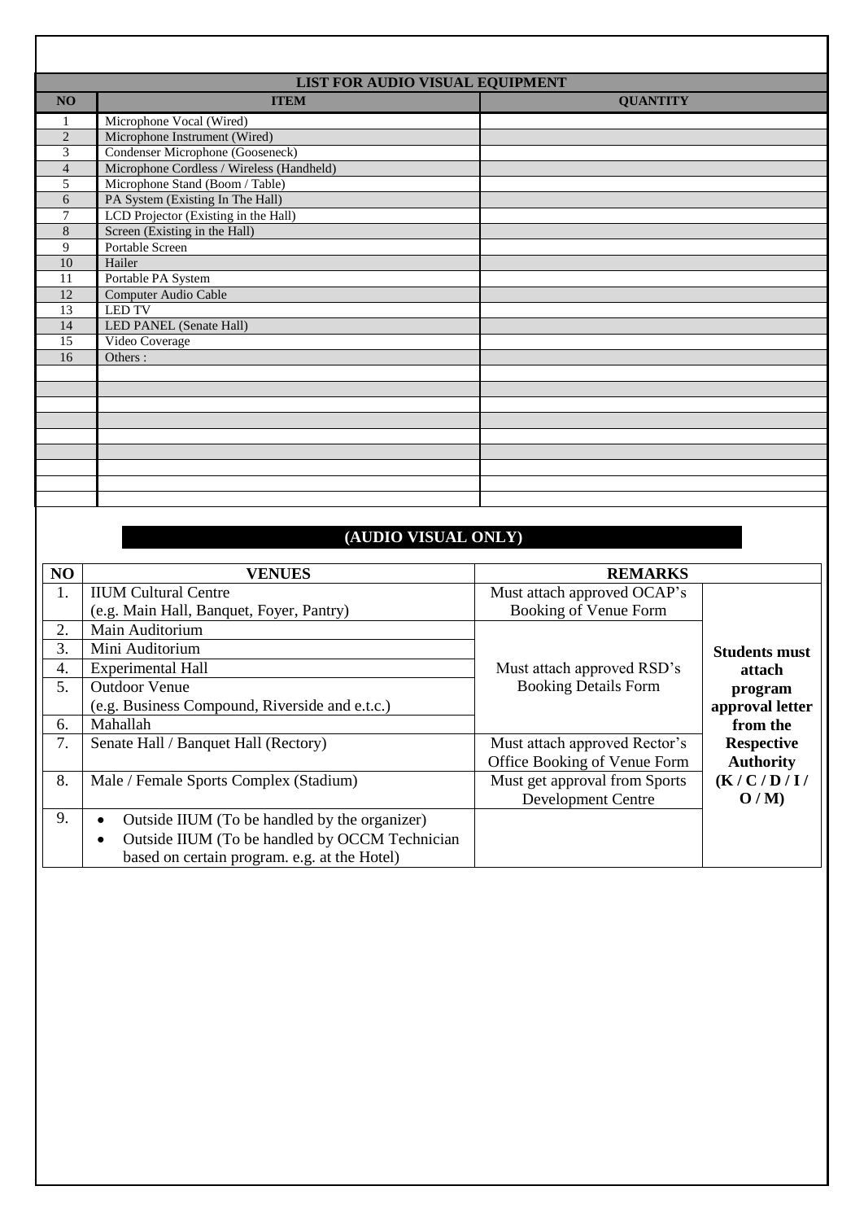| LIST FOR AUDIO VISUAL EQUIPMENT | | |
|---|---|---|
| **NO** | **ITEM** | **QUANTITY** |
| 1 | Microphone Vocal (Wired) | |
| 2 | Microphone Instrument (Wired) | |
| 3 | Condenser Microphone (Gooseneck) | |
| 4 | Microphone Cordless / Wireless (Handheld) | |
| 5 | Microphone Stand (Boom / Table) | |
| 6 | PA System (Existing In The Hall) | |
| 7 | LCD Projector (Existing in the Hall) | |
| 8 | Screen (Existing in the Hall) | |
| 9 | Portable Screen | |
| 10 | Hailer | |
| 11 | Portable PA System | |
| 12 | Computer Audio Cable | |
| 13 | LED TV | |
| 14 | LED PANEL (Senate Hall) | |
| 15 | Video Coverage | |
| 16 | Others : | |
| | | |
| | | |
| | | |
| | | |
| | | |
| | | |
| | | |
| | | |
| | | |

## (AUDIO VISUAL ONLY)

| NO | VENUES | REMARKS | |
|---|---|---|---|
| 1. | IIUM Cultural Centre (e.g. Main Hall, Banquet, Foyer, Pantry) | Must attach approved OCAP's Booking of Venue Form | **Students must attach program approval letter from the Respective Authority (K / C / D / I / O / M)** |
| 2. | Main Auditorium | Must attach approved RSD's Booking Details Form | |
| 3. | Mini Auditorium | | |
| 4. | Experimental Hall | | |
| 5. | Outdoor Venue (e.g. Business Compound, Riverside and e.t.c.) | | |
| 6. | Mahallah | | |
| 7. | Senate Hall / Banquet Hall (Rectory) | Must attach approved Rector's Office Booking of Venue Form | |
| 8. | Male / Female Sports Complex (Stadium) | Must get approval from Sports Development Centre | |
| 9. | • Outside IIUM (To be handled by the organizer)<br>• Outside IIUM (To be handled by OCCM Technician based on certain program. e.g. at the Hotel) | | |